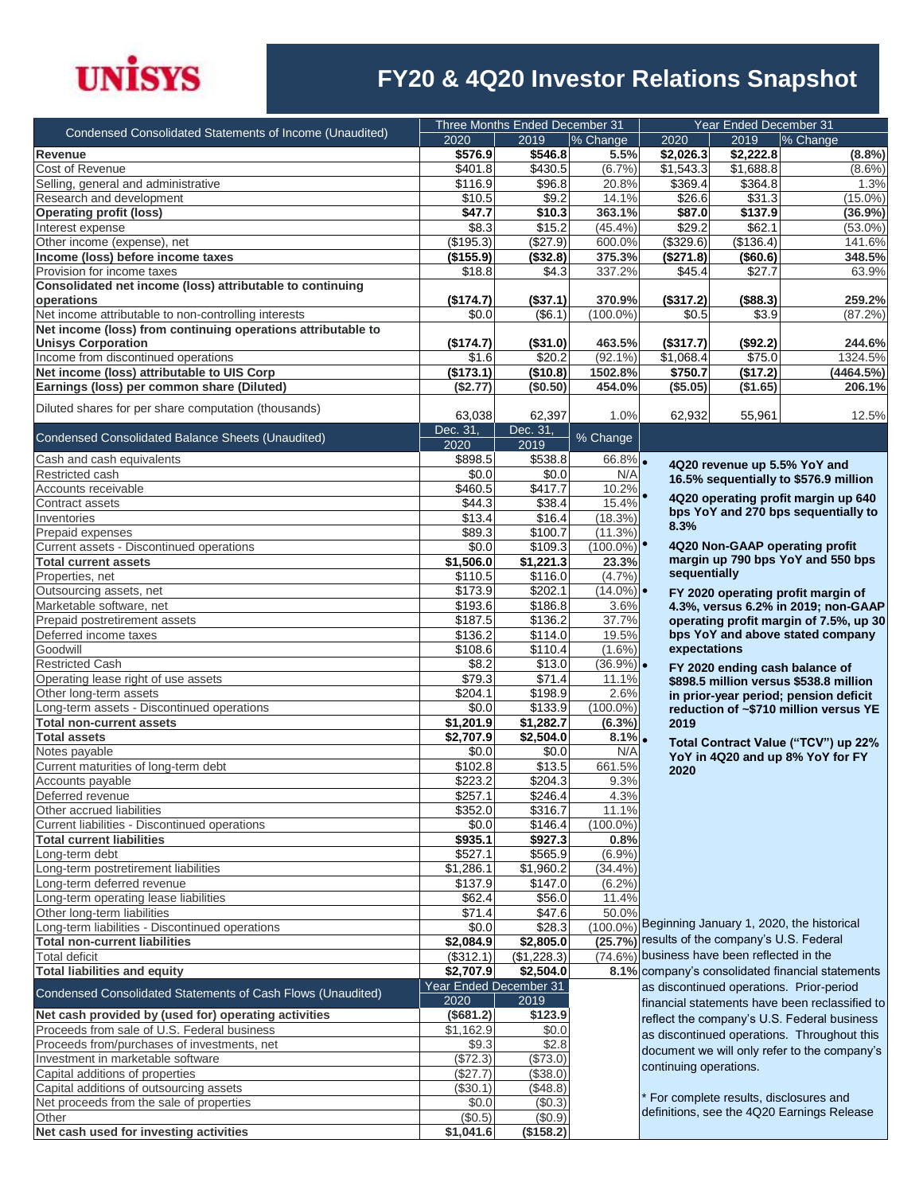# UNISYS

# FY20 & 4Q20 Investor Relations Snapshot

| Condensed Consolidated Statements of Income (Unaudited) | Three Months Ended December 31 | | | Year Ended December 31 | | |
|---|---|---|---|---|---|---|
| | 2020 | 2019 | % Change | 2020 | 2019 | % Change |
| **Revenue** | **$576.9** | **$546.8** | **5.5%** | **$2,026.3** | **$2,222.8** | **(8.8%)** |
| Cost of Revenue | $401.8 | $430.5 | (6.7%) | $1,543.3 | $1,688.8 | (8.6%) |
| Selling, general and administrative | $116.9 | $96.8 | 20.8% | $369.4 | $364.8 | 1.3% |
| Research and development | $10.5 | $9.2 | 14.1% | $26.6 | $31.3 | (15.0%) |
| **Operating profit (loss)** | **$47.7** | **$10.3** | **363.1%** | **$87.0** | **$137.9** | **(36.9%)** |
| Interest expense | $8.3 | $15.2 | (45.4%) | $29.2 | $62.1 | (53.0%) |
| Other income (expense), net | ($195.3) | ($27.9) | 600.0% | ($329.6) | ($136.4) | 141.6% |
| **Income (loss) before income taxes** | **($155.9)** | **($32.8)** | **375.3%** | **($271.8)** | **($60.6)** | **348.5%** |
| Provision for income taxes | $18.8 | $4.3 | 337.2% | $45.4 | $27.7 | 63.9% |
| **Consolidated net income (loss) attributable to continuing operations** | **($174.7)** | **($37.1)** | **370.9%** | **($317.2)** | **($88.3)** | **259.2%** |
| Net income attributable to non-controlling interests | $0.0 | ($6.1) | (100.0%) | $0.5 | $3.9 | (87.2%) |
| **Net income (loss) from continuing operations attributable to Unisys Corporation** | **($174.7)** | **($31.0)** | **463.5%** | **($317.7)** | **($92.2)** | **244.6%** |
| Income from discontinued operations | $1.6 | $20.2 | (92.1%) | $1,068.4 | $75.0 | 1324.5% |
| **Net income (loss) attributable to UIS Corp** | **($173.1)** | **($10.8)** | **1502.8%** | **$750.7** | **($17.2)** | **(4464.5%)** |
| **Earnings (loss) per common share (Diluted)** | **($2.77)** | **($0.50)** | **454.0%** | **($5.05)** | **($1.65)** | **206.1%** |
| Diluted shares for per share computation (thousands) | 63,038 | 62,397 | 1.0% | 62,932 | 55,961 | 12.5% |

| Condensed Consolidated Balance Sheets (Unaudited) | Dec. 31, 2020 | Dec. 31, 2019 | % Change |
|---|---|---|---|
| Cash and cash equivalents | $898.5 | $538.8 | 66.8% |
| Restricted cash | $0.0 | $0.0 | N/A |
| Accounts receivable | $460.5 | $417.7 | 10.2% |
| Contract assets | $44.3 | $38.4 | 15.4% |
| Inventories | $13.4 | $16.4 | (18.3%) |
| Prepaid expenses | $89.3 | $100.7 | (11.3%) |
| Current assets - Discontinued operations | $0.0 | $109.3 | (100.0%) |
| **Total current assets** | **$1,506.0** | **$1,221.3** | **23.3%** |
| Properties, net | $110.5 | $116.0 | (4.7%) |
| Outsourcing assets, net | $173.9 | $202.1 | (14.0%) |
| Marketable software, net | $193.6 | $186.8 | 3.6% |
| Prepaid postretirement assets | $187.5 | $136.2 | 37.7% |
| Deferred income taxes | $136.2 | $114.0 | 19.5% |
| Goodwill | $108.6 | $110.4 | (1.6%) |
| Restricted Cash | $8.2 | $13.0 | (36.9%) |
| Operating lease right of use assets | $79.3 | $71.4 | 11.1% |
| Other long-term assets | $204.1 | $198.9 | 2.6% |
| Long-term assets - Discontinued operations | $0.0 | $133.9 | (100.0%) |
| **Total non-current assets** | **$1,201.9** | **$1,282.7** | **(6.3%)** |
| **Total assets** | **$2,707.9** | **$2,504.0** | **8.1%** |
| Notes payable | $0.0 | $0.0 | N/A |
| Current maturities of long-term debt | $102.8 | $13.5 | 661.5% |
| Accounts payable | $223.2 | $204.3 | 9.3% |
| Deferred revenue | $257.1 | $246.4 | 4.3% |
| Other accrued liabilities | $352.0 | $316.7 | 11.1% |
| Current liabilities - Discontinued operations | $0.0 | $146.4 | (100.0%) |
| **Total current liabilities** | **$935.1** | **$927.3** | **0.8%** |
| Long-term debt | $527.1 | $565.9 | (6.9%) |
| Long-term postretirement liabilities | $1,286.1 | $1,960.2 | (34.4%) |
| Long-term deferred revenue | $137.9 | $147.0 | (6.2%) |
| Long-term operating lease liabilities | $62.4 | $56.0 | 11.4% |
| Other long-term liabilities | $71.4 | $47.6 | 50.0% |
| Long-term liabilities - Discontinued operations | $0.0 | $28.3 | (100.0%) |
| **Total non-current liabilities** | **$2,084.9** | **$2,805.0** | **(25.7%)** |
| Total deficit | ($312.1) | ($1,228.3) | (74.6%) |
| **Total liabilities and equity** | **$2,707.9** | **$2,504.0** | **8.1%** |

| Condensed Consolidated Statements of Cash Flows (Unaudited) | Year Ended December 31 | |
|---|---|---|
| | 2020 | 2019 |
| **Net cash provided by (used for) operating activities** | **($681.2)** | **$123.9** |
| Proceeds from sale of U.S. Federal business | $1,162.9 | $0.0 |
| Proceeds from/purchases of investments, net | $9.3 | $2.8 |
| Investment in marketable software | ($72.3) | ($73.0) |
| Capital additions of properties | ($27.7) | ($38.0) |
| Capital additions of outsourcing assets | ($30.1) | ($48.8) |
| Net proceeds from the sale of properties | $0.0 | ($0.3) |
| Other | ($0.5) | ($0.9) |
| **Net cash used for investing activities** | **$1,041.6** | **($158.2)** |

- **4Q20 revenue up 5.5% YoY and 16.5% sequentially to $576.9 million**
- **4Q20 operating profit margin up 640 bps YoY and 270 bps sequentially to 8.3%**
- **4Q20 Non-GAAP operating profit margin up 790 bps YoY and 550 bps sequentially**
- **FY 2020 operating profit margin of 4.3%, versus 6.2% in 2019; non-GAAP operating profit margin of 7.5%, up 30 bps YoY and above stated company expectations**
- **FY 2020 ending cash balance of $898.5 million versus $538.8 million in prior-year period; pension deficit reduction of ~$710 million versus YE 2019**
- **Total Contract Value ("TCV") up 22% YoY in 4Q20 and up 8% YoY for FY 2020**

Beginning January 1, 2020, the historical results of the company's U.S. Federal business have been reflected in the company's consolidated financial statements as discontinued operations. Prior-period financial statements have been reclassified to reflect the company's U.S. Federal business as discontinued operations. Throughout this document we will only refer to the company's continuing operations.

* For complete results, disclosures and definitions, see the 4Q20 Earnings Release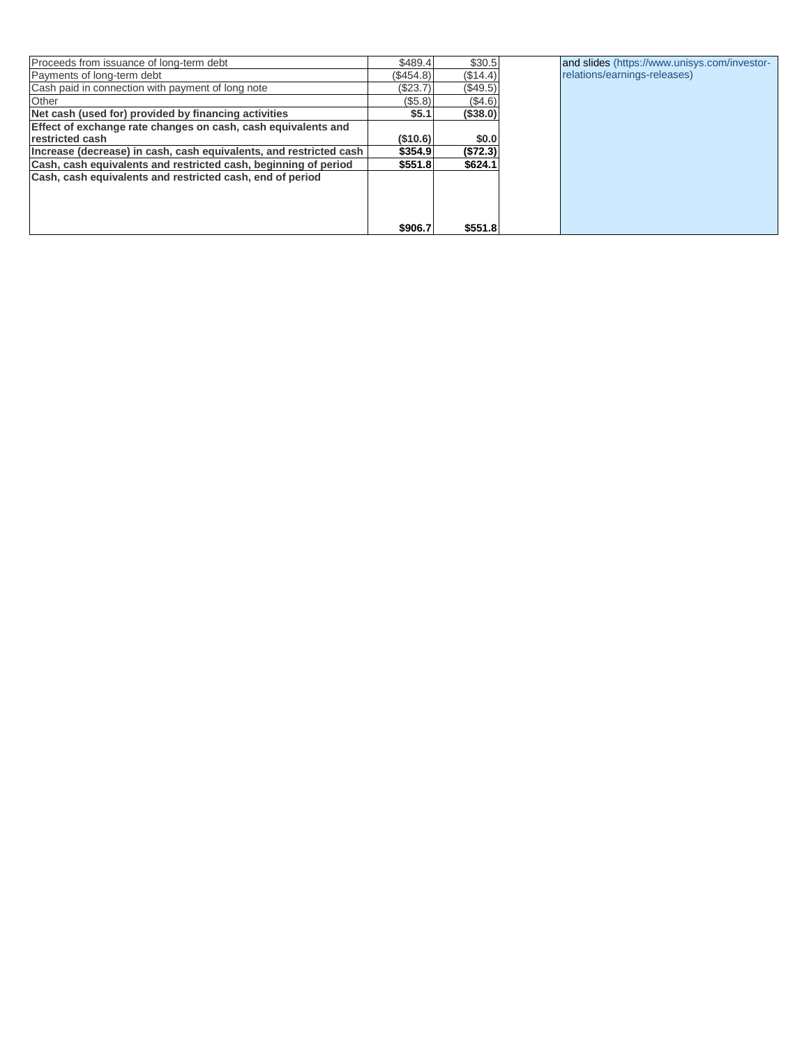| | | | | |
|---|---|---|---|---|
| Proceeds from issuance of long-term debt | $489.4 | $30.5 | | and slides (https://www.unisys.com/investor-relations/earnings-releases) |
| Payments of long-term debt | ($454.8) | ($14.4) | | |
| Cash paid in connection with payment of long note | ($23.7) | ($49.5) | | |
| Other | ($5.8) | ($4.6) | | |
| **Net cash (used for) provided by financing activities** | **$5.1** | **($38.0)** | | |
| **Effect of exchange rate changes on cash, cash equivalents and restricted cash** | **($10.6)** | **$0.0** | | |
| **Increase (decrease) in cash, cash equivalents, and restricted cash** | **$354.9** | **($72.3)** | | |
| **Cash, cash equivalents and restricted cash, beginning of period** | **$551.8** | **$624.1** | | |
| **Cash, cash equivalents and restricted cash, end of period** | **$906.7** | **$551.8** | | |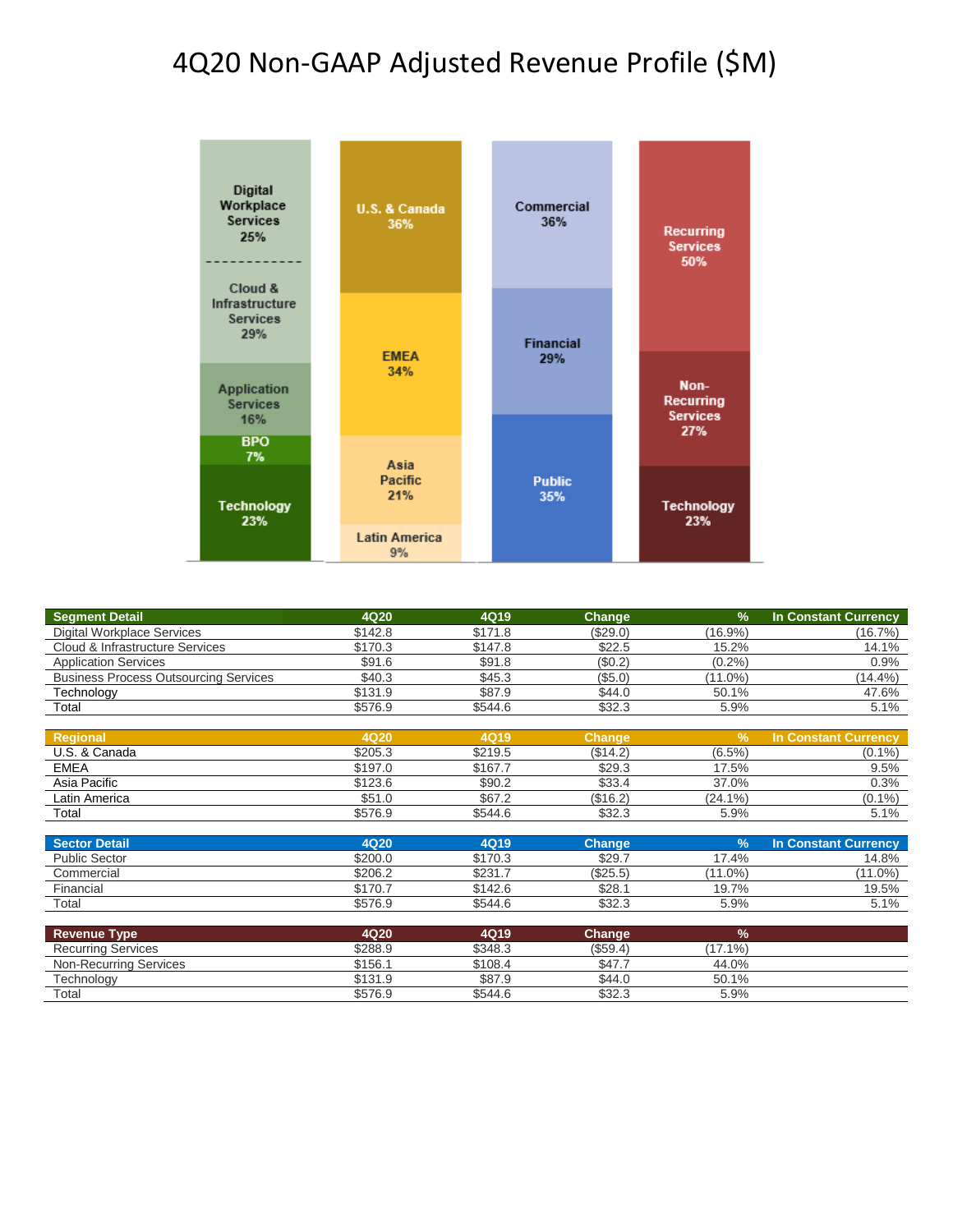# 4Q20 Non-GAAP Adjusted Revenue Profile ($M)

Digital Workplace Services 25%
Cloud & Infrastructure Services 29%
Application Services 16%
BPO 7%
Technology 23%

U.S. & Canada 36%
EMEA 34%
Asia Pacific 21%
Latin America 9%

Commercial 36%
Financial 29%
Public 35%

Recurring Services 50%
Non-Recurring Services 27%
Technology 23%

| Segment Detail | 4Q20 | 4Q19 | Change | % | In Constant Currency |
|---|---|---|---|---|---|
| Digital Workplace Services | $142.8 | $171.8 | ($29.0) | (16.9%) | (16.7%) |
| Cloud & Infrastructure Services | $170.3 | $147.8 | $22.5 | 15.2% | 14.1% |
| Application Services | $91.6 | $91.8 | ($0.2) | (0.2%) | 0.9% |
| Business Process Outsourcing Services | $40.3 | $45.3 | ($5.0) | (11.0%) | (14.4%) |
| Technology | $131.9 | $87.9 | $44.0 | 50.1% | 47.6% |
| Total | $576.9 | $544.6 | $32.3 | 5.9% | 5.1% |

| Regional | 4Q20 | 4Q19 | Change | % | In Constant Currency |
|---|---|---|---|---|---|
| U.S. & Canada | $205.3 | $219.5 | ($14.2) | (6.5%) | (0.1%) |
| EMEA | $197.0 | $167.7 | $29.3 | 17.5% | 9.5% |
| Asia Pacific | $123.6 | $90.2 | $33.4 | 37.0% | 0.3% |
| Latin America | $51.0 | $67.2 | ($16.2) | (24.1%) | (0.1%) |
| Total | $576.9 | $544.6 | $32.3 | 5.9% | 5.1% |

| Sector Detail | 4Q20 | 4Q19 | Change | % | In Constant Currency |
|---|---|---|---|---|---|
| Public Sector | $200.0 | $170.3 | $29.7 | 17.4% | 14.8% |
| Commercial | $206.2 | $231.7 | ($25.5) | (11.0%) | (11.0%) |
| Financial | $170.7 | $142.6 | $28.1 | 19.7% | 19.5% |
| Total | $576.9 | $544.6 | $32.3 | 5.9% | 5.1% |

| Revenue Type | 4Q20 | 4Q19 | Change | % |
|---|---|---|---|---|
| Recurring Services | $288.9 | $348.3 | ($59.4) | (17.1%) |
| Non-Recurring Services | $156.1 | $108.4 | $47.7 | 44.0% |
| Technology | $131.9 | $87.9 | $44.0 | 50.1% |
| Total | $576.9 | $544.6 | $32.3 | 5.9% |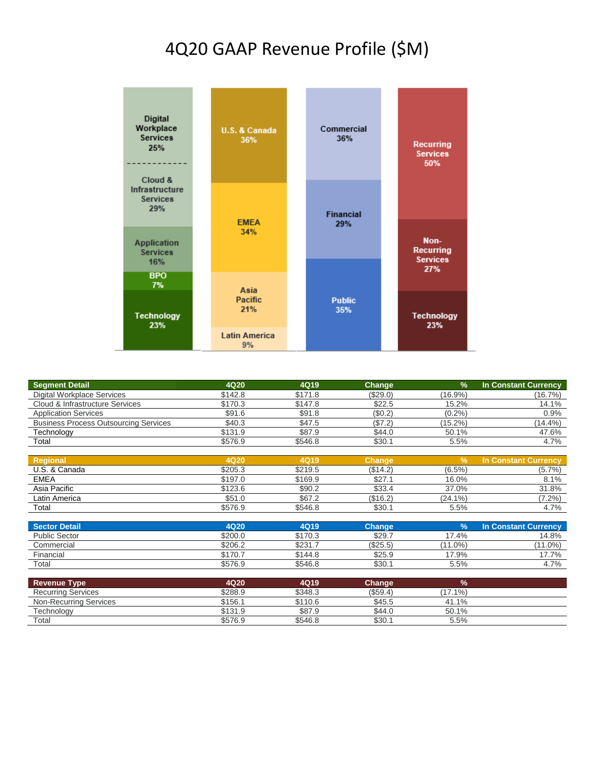# 4Q20 GAAP Revenue Profile ($M)

Digital Workplace Services 25%
Cloud & Infrastructure Services 29%
Application Services 16%
BPO 7%
Technology 23%

U.S. & Canada 36%
EMEA 34%
Asia Pacific 21%
Latin America 9%

Commercial 36%
Financial 29%
Public 35%

Recurring Services 50%
Non-Recurring Services 27%
Technology 23%

| Segment Detail | 4Q20 | 4Q19 | Change | % | In Constant Currency |
|---|---|---|---|---|---|
| Digital Workplace Services | $142.8 | $171.8 | ($29.0) | (16.9%) | (16.7%) |
| Cloud & Infrastructure Services | $170.3 | $147.8 | $22.5 | 15.2% | 14.1% |
| Application Services | $91.6 | $91.8 | ($0.2) | (0.2%) | 0.9% |
| Business Process Outsourcing Services | $40.3 | $47.5 | ($7.2) | (15.2%) | (14.4%) |
| Technology | $131.9 | $87.9 | $44.0 | 50.1% | 47.6% |
| Total | $576.9 | $546.8 | $30.1 | 5.5% | 4.7% |

| Regional | 4Q20 | 4Q19 | Change | % | In Constant Currency |
|---|---|---|---|---|---|
| U.S. & Canada | $205.3 | $219.5 | ($14.2) | (6.5%) | (5.7%) |
| EMEA | $197.0 | $169.9 | $27.1 | 16.0% | 8.1% |
| Asia Pacific | $123.6 | $90.2 | $33.4 | 37.0% | 31.8% |
| Latin America | $51.0 | $67.2 | ($16.2) | (24.1%) | (7.2%) |
| Total | $576.9 | $546.8 | $30.1 | 5.5% | 4.7% |

| Sector Detail | 4Q20 | 4Q19 | Change | % | In Constant Currency |
|---|---|---|---|---|---|
| Public Sector | $200.0 | $170.3 | $29.7 | 17.4% | 14.8% |
| Commercial | $206.2 | $231.7 | ($25.5) | (11.0%) | (11.0%) |
| Financial | $170.7 | $144.8 | $25.9 | 17.9% | 17.7% |
| Total | $576.9 | $546.8 | $30.1 | 5.5% | 4.7% |

| Revenue Type | 4Q20 | 4Q19 | Change | % |
|---|---|---|---|---|
| Recurring Services | $288.9 | $348.3 | ($59.4) | (17.1%) |
| Non-Recurring Services | $156.1 | $110.6 | $45.5 | 41.1% |
| Technology | $131.9 | $87.9 | $44.0 | 50.1% |
| Total | $576.9 | $546.8 | $30.1 | 5.5% |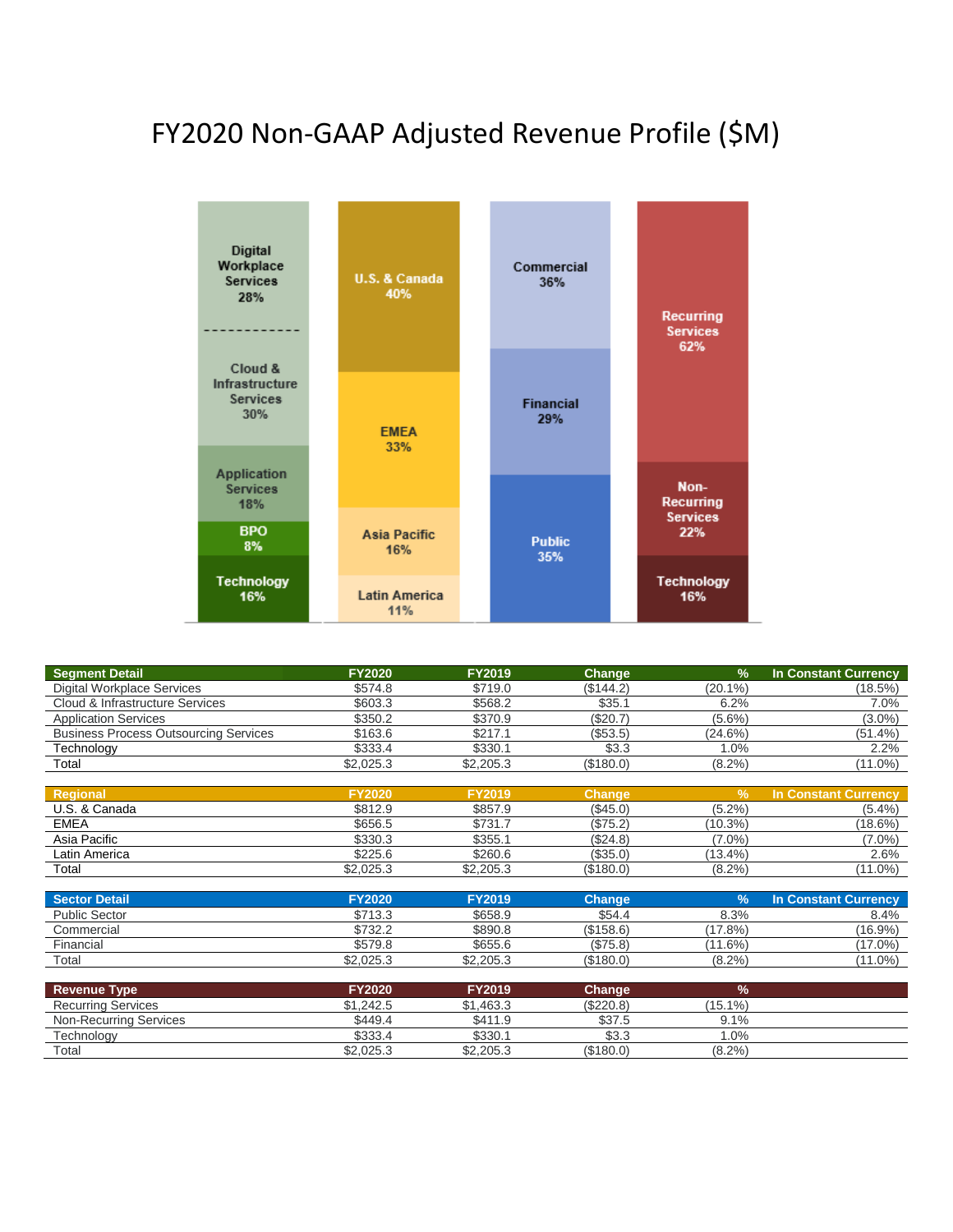# FY2020 Non-GAAP Adjusted Revenue Profile ($M)

| Segment Detail | FY2020 | FY2019 | Change | % | In Constant Currency |
|---|---|---|---|---|---|
| Digital Workplace Services | $574.8 | $719.0 | ($144.2) | (20.1%) | (18.5%) |
| Cloud & Infrastructure Services | $603.3 | $568.2 | $35.1 | 6.2% | 7.0% |
| Application Services | $350.2 | $370.9 | ($20.7) | (5.6%) | (3.0%) |
| Business Process Outsourcing Services | $163.6 | $217.1 | ($53.5) | (24.6%) | (51.4%) |
| Technology | $333.4 | $330.1 | $3.3 | 1.0% | 2.2% |
| Total | $2,025.3 | $2,205.3 | ($180.0) | (8.2%) | (11.0%) |

| Regional | FY2020 | FY2019 | Change | % | In Constant Currency |
|---|---|---|---|---|---|
| U.S. & Canada | $812.9 | $857.9 | ($45.0) | (5.2%) | (5.4%) |
| EMEA | $656.5 | $731.7 | ($75.2) | (10.3%) | (18.6%) |
| Asia Pacific | $330.3 | $355.1 | ($24.8) | (7.0%) | (7.0%) |
| Latin America | $225.6 | $260.6 | ($35.0) | (13.4%) | 2.6% |
| Total | $2,025.3 | $2,205.3 | ($180.0) | (8.2%) | (11.0%) |

| Sector Detail | FY2020 | FY2019 | Change | % | In Constant Currency |
|---|---|---|---|---|---|
| Public Sector | $713.3 | $658.9 | $54.4 | 8.3% | 8.4% |
| Commercial | $732.2 | $890.8 | ($158.6) | (17.8%) | (16.9%) |
| Financial | $579.8 | $655.6 | ($75.8) | (11.6%) | (17.0%) |
| Total | $2,025.3 | $2,205.3 | ($180.0) | (8.2%) | (11.0%) |

| Revenue Type | FY2020 | FY2019 | Change | % |
|---|---|---|---|---|
| Recurring Services | $1,242.5 | $1,463.3 | ($220.8) | (15.1%) |
| Non-Recurring Services | $449.4 | $411.9 | $37.5 | 9.1% |
| Technology | $333.4 | $330.1 | $3.3 | 1.0% |
| Total | $2,025.3 | $2,205.3 | ($180.0) | (8.2%) |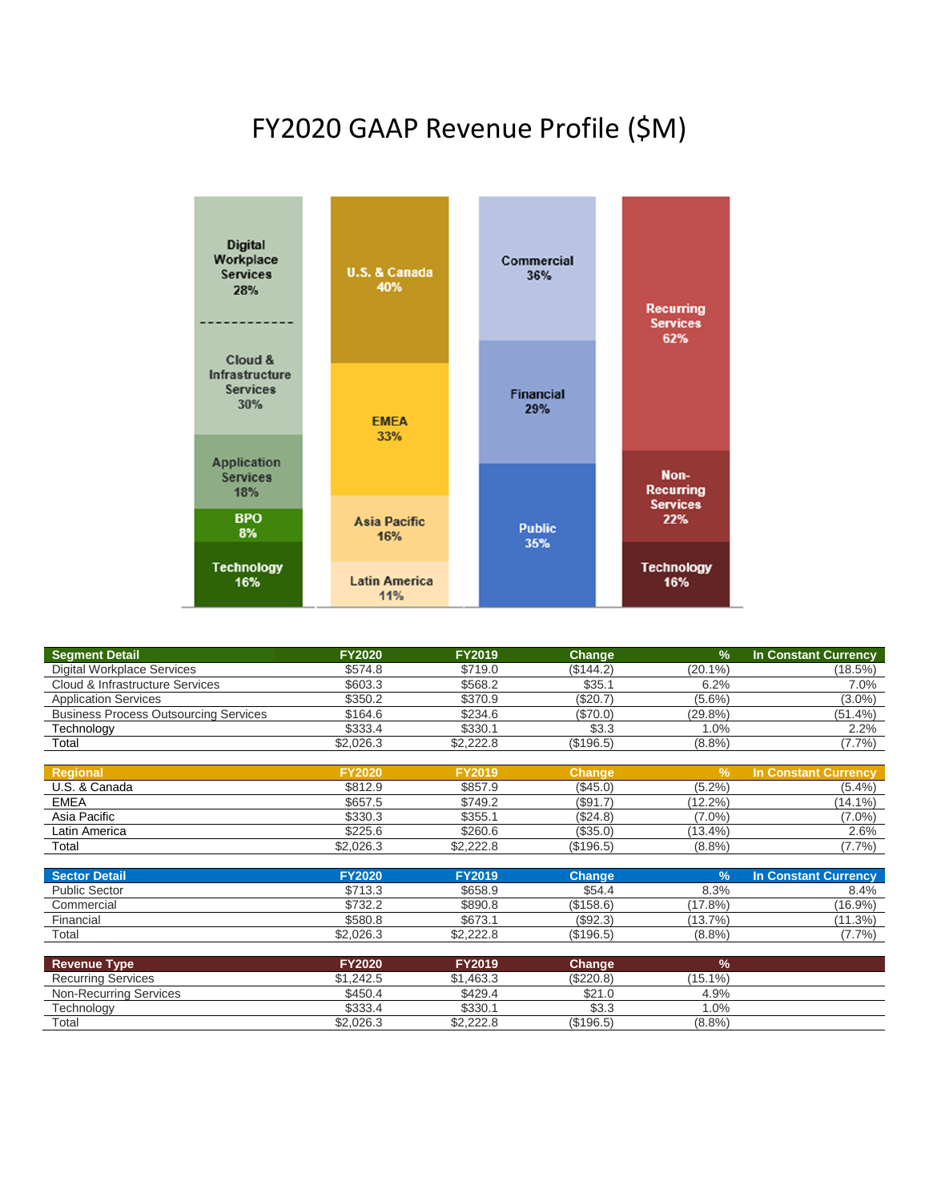# FY2020 GAAP Revenue Profile ($M)

Digital Workplace Services 28%
Cloud & Infrastructure Services 30%
Application Services 18%
BPO 8%
Technology 16%

U.S. & Canada 40%
EMEA 33%
Asia Pacific 16%
Latin America 11%

Commercial 36%
Financial 29%
Public 35%

Recurring Services 62%
Non-Recurring Services 22%
Technology 16%

| Segment Detail | FY2020 | FY2019 | Change | % | In Constant Currency |
|---|---|---|---|---|---|
| Digital Workplace Services | $574.8 | $719.0 | ($144.2) | (20.1%) | (18.5%) |
| Cloud & Infrastructure Services | $603.3 | $568.2 | $35.1 | 6.2% | 7.0% |
| Application Services | $350.2 | $370.9 | ($20.7) | (5.6%) | (3.0%) |
| Business Process Outsourcing Services | $164.6 | $234.6 | ($70.0) | (29.8%) | (51.4%) |
| Technology | $333.4 | $330.1 | $3.3 | 1.0% | 2.2% |
| Total | $2,026.3 | $2,222.8 | ($196.5) | (8.8%) | (7.7%) |

| Regional | FY2020 | FY2019 | Change | % | In Constant Currency |
|---|---|---|---|---|---|
| U.S. & Canada | $812.9 | $857.9 | ($45.0) | (5.2%) | (5.4%) |
| EMEA | $657.5 | $749.2 | ($91.7) | (12.2%) | (14.1%) |
| Asia Pacific | $330.3 | $355.1 | ($24.8) | (7.0%) | (7.0%) |
| Latin America | $225.6 | $260.6 | ($35.0) | (13.4%) | 2.6% |
| Total | $2,026.3 | $2,222.8 | ($196.5) | (8.8%) | (7.7%) |

| Sector Detail | FY2020 | FY2019 | Change | % | In Constant Currency |
|---|---|---|---|---|---|
| Public Sector | $713.3 | $658.9 | $54.4 | 8.3% | 8.4% |
| Commercial | $732.2 | $890.8 | ($158.6) | (17.8%) | (16.9%) |
| Financial | $580.8 | $673.1 | ($92.3) | (13.7%) | (11.3%) |
| Total | $2,026.3 | $2,222.8 | ($196.5) | (8.8%) | (7.7%) |

| Revenue Type | FY2020 | FY2019 | Change | % |
|---|---|---|---|---|
| Recurring Services | $1,242.5 | $1,463.3 | ($220.8) | (15.1%) |
| Non-Recurring Services | $450.4 | $429.4 | $21.0 | 4.9% |
| Technology | $333.4 | $330.1 | $3.3 | 1.0% |
| Total | $2,026.3 | $2,222.8 | ($196.5) | (8.8%) |